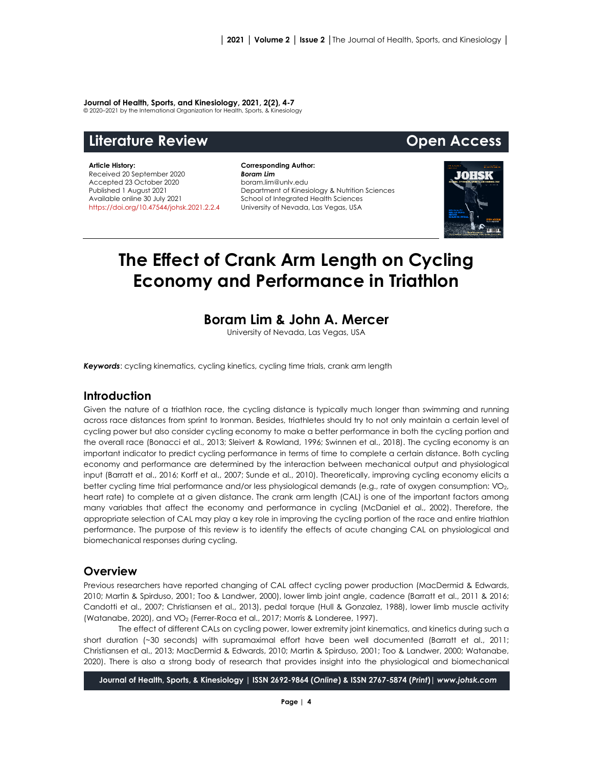**Journal of Health, Sports, and Kinesiology, 2021, 2(2), 4-7**
© 2020–2021 by the International Organization for Health, Sports, & Kinesiology

## Literature Review | Open Access

**Article History:**
Received 20 September 2020
Accepted 23 October 2020
Published 1 August 2021
Available online 30 July 2021
https://doi.org/10.47544/johsk.2021.2.2.4

**Corresponding Author:**
***Boram Lim***
boram.lim@unlv.edu
Department of Kinesiology & Nutrition Sciences
School of Integrated Health Sciences
University of Nevada, Las Vegas, USA

# The Effect of Crank Arm Length on Cycling Economy and Performance in Triathlon

### Boram Lim & John A. Mercer

University of Nevada, Las Vegas, USA

***Keywords***: cycling kinematics, cycling kinetics, cycling time trials, crank arm length

## Introduction

Given the nature of a triathlon race, the cycling distance is typically much longer than swimming and running across race distances from sprint to Ironman. Besides, triathletes should try to not only maintain a certain level of cycling power but also consider cycling economy to make a better performance in both the cycling portion and the overall race (Bonacci et al., 2013; Sleivert & Rowland, 1996; Swinnen et al., 2018). The cycling economy is an important indicator to predict cycling performance in terms of time to complete a certain distance. Both cycling economy and performance are determined by the interaction between mechanical output and physiological input (Barratt et al., 2016; Korff et al., 2007; Sunde et al., 2010). Theoretically, improving cycling economy elicits a better cycling time trial performance and/or less physiological demands (e.g., rate of oxygen consumption: $VO_2$, heart rate) to complete at a given distance. The crank arm length (CAL) is one of the important factors among many variables that affect the economy and performance in cycling (McDaniel et al., 2002). Therefore, the appropriate selection of CAL may play a key role in improving the cycling portion of the race and entire triathlon performance. The purpose of this review is to identify the effects of acute changing CAL on physiological and biomechanical responses during cycling.

## Overview

Previous researchers have reported changing of CAL affect cycling power production (MacDermid & Edwards, 2010; Martin & Spirduso, 2001; Too & Landwer, 2000), lower limb joint angle, cadence (Barratt et al., 2011 & 2016; Candotti et al., 2007; Christiansen et al., 2013), pedal torque (Hull & Gonzalez, 1988), lower limb muscle activity (Watanabe, 2020), and $VO_2$ (Ferrer-Roca et al., 2017; Morris & Londeree, 1997).

The effect of different CALs on cycling power, lower extremity joint kinematics, and kinetics during such a short duration (~30 seconds) with supramaximal effort have been well documented (Barratt et al., 2011; Christiansen et al., 2013; MacDermid & Edwards, 2010; Martin & Spirduso, 2001; Too & Landwer, 2000; Watanabe, 2020). There is also a strong body of research that provides insight into the physiological and biomechanical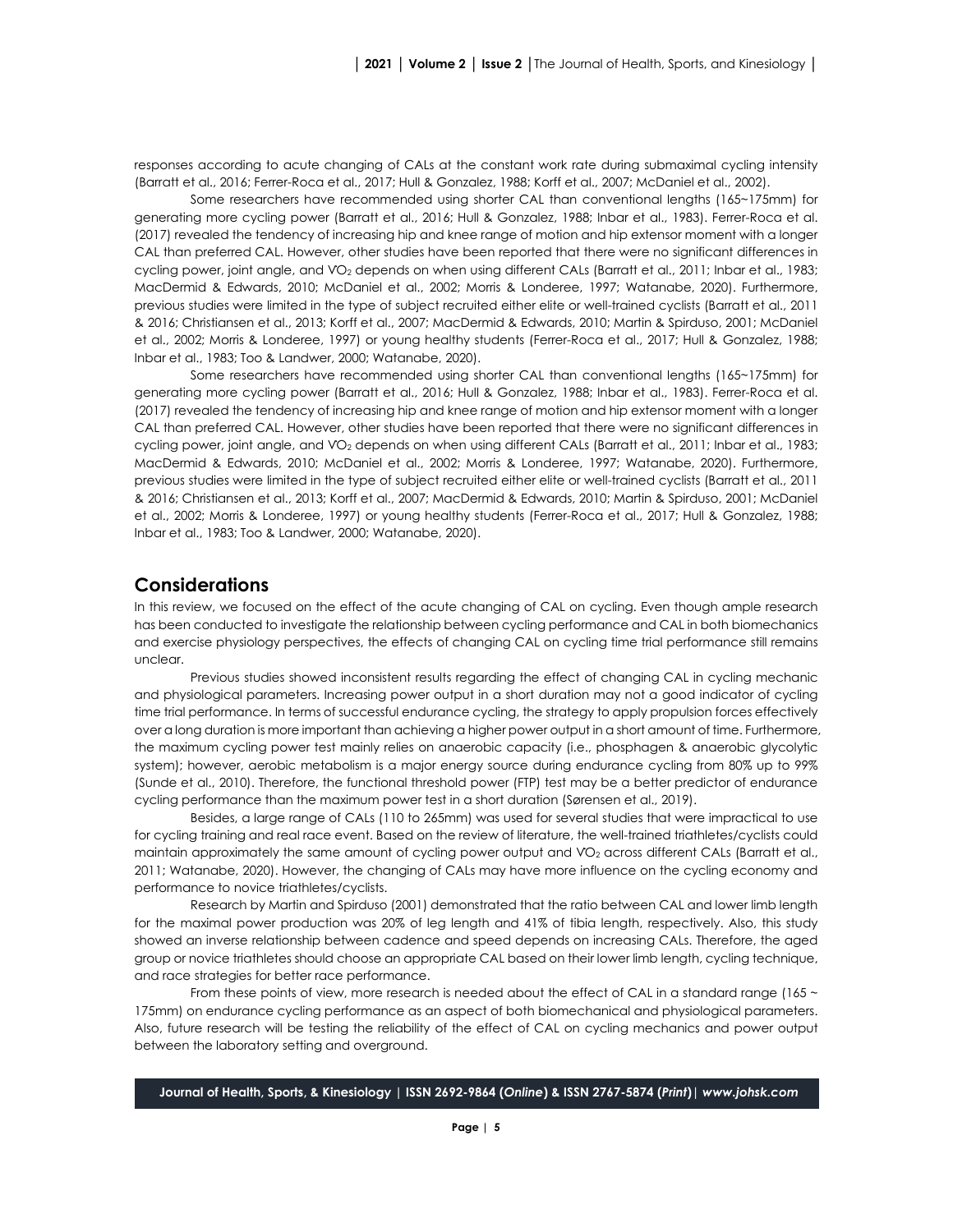responses according to acute changing of CALs at the constant work rate during submaximal cycling intensity (Barratt et al., 2016; Ferrer-Roca et al., 2017; Hull & Gonzalez, 1988; Korff et al., 2007; McDaniel et al., 2002).

Some researchers have recommended using shorter CAL than conventional lengths (165~175mm) for generating more cycling power (Barratt et al., 2016; Hull & Gonzalez, 1988; Inbar et al., 1983). Ferrer-Roca et al. (2017) revealed the tendency of increasing hip and knee range of motion and hip extensor moment with a longer CAL than preferred CAL. However, other studies have been reported that there were no significant differences in cycling power, joint angle, and $VO_2$ depends on when using different CALs (Barratt et al., 2011; Inbar et al., 1983; MacDermid & Edwards, 2010; McDaniel et al., 2002; Morris & Londeree, 1997; Watanabe, 2020). Furthermore, previous studies were limited in the type of subject recruited either elite or well-trained cyclists (Barratt et al., 2011 & 2016; Christiansen et al., 2013; Korff et al., 2007; MacDermid & Edwards, 2010; Martin & Spirduso, 2001; McDaniel et al., 2002; Morris & Londeree, 1997) or young healthy students (Ferrer-Roca et al., 2017; Hull & Gonzalez, 1988; Inbar et al., 1983; Too & Landwer, 2000; Watanabe, 2020).

Some researchers have recommended using shorter CAL than conventional lengths (165~175mm) for generating more cycling power (Barratt et al., 2016; Hull & Gonzalez, 1988; Inbar et al., 1983). Ferrer-Roca et al. (2017) revealed the tendency of increasing hip and knee range of motion and hip extensor moment with a longer CAL than preferred CAL. However, other studies have been reported that there were no significant differences in cycling power, joint angle, and $VO_2$ depends on when using different CALs (Barratt et al., 2011; Inbar et al., 1983; MacDermid & Edwards, 2010; McDaniel et al., 2002; Morris & Londeree, 1997; Watanabe, 2020). Furthermore, previous studies were limited in the type of subject recruited either elite or well-trained cyclists (Barratt et al., 2011 & 2016; Christiansen et al., 2013; Korff et al., 2007; MacDermid & Edwards, 2010; Martin & Spirduso, 2001; McDaniel et al., 2002; Morris & Londeree, 1997) or young healthy students (Ferrer-Roca et al., 2017; Hull & Gonzalez, 1988; Inbar et al., 1983; Too & Landwer, 2000; Watanabe, 2020).

## Considerations

In this review, we focused on the effect of the acute changing of CAL on cycling. Even though ample research has been conducted to investigate the relationship between cycling performance and CAL in both biomechanics and exercise physiology perspectives, the effects of changing CAL on cycling time trial performance still remains unclear.

Previous studies showed inconsistent results regarding the effect of changing CAL in cycling mechanic and physiological parameters. Increasing power output in a short duration may not a good indicator of cycling time trial performance. In terms of successful endurance cycling, the strategy to apply propulsion forces effectively over a long duration is more important than achieving a higher power output in a short amount of time. Furthermore, the maximum cycling power test mainly relies on anaerobic capacity (i.e., phosphagen & anaerobic glycolytic system); however, aerobic metabolism is a major energy source during endurance cycling from 80% up to 99% (Sunde et al., 2010). Therefore, the functional threshold power (FTP) test may be a better predictor of endurance cycling performance than the maximum power test in a short duration (Sørensen et al., 2019).

Besides, a large range of CALs (110 to 265mm) was used for several studies that were impractical to use for cycling training and real race event. Based on the review of literature, the well-trained triathletes/cyclists could maintain approximately the same amount of cycling power output and $VO_2$ across different CALs (Barratt et al., 2011; Watanabe, 2020). However, the changing of CALs may have more influence on the cycling economy and performance to novice triathletes/cyclists.

Research by Martin and Spirduso (2001) demonstrated that the ratio between CAL and lower limb length for the maximal power production was 20% of leg length and 41% of tibia length, respectively. Also, this study showed an inverse relationship between cadence and speed depends on increasing CALs. Therefore, the aged group or novice triathletes should choose an appropriate CAL based on their lower limb length, cycling technique, and race strategies for better race performance.

From these points of view, more research is needed about the effect of CAL in a standard range (165 ~ 175mm) on endurance cycling performance as an aspect of both biomechanical and physiological parameters. Also, future research will be testing the reliability of the effect of CAL on cycling mechanics and power output between the laboratory setting and overground.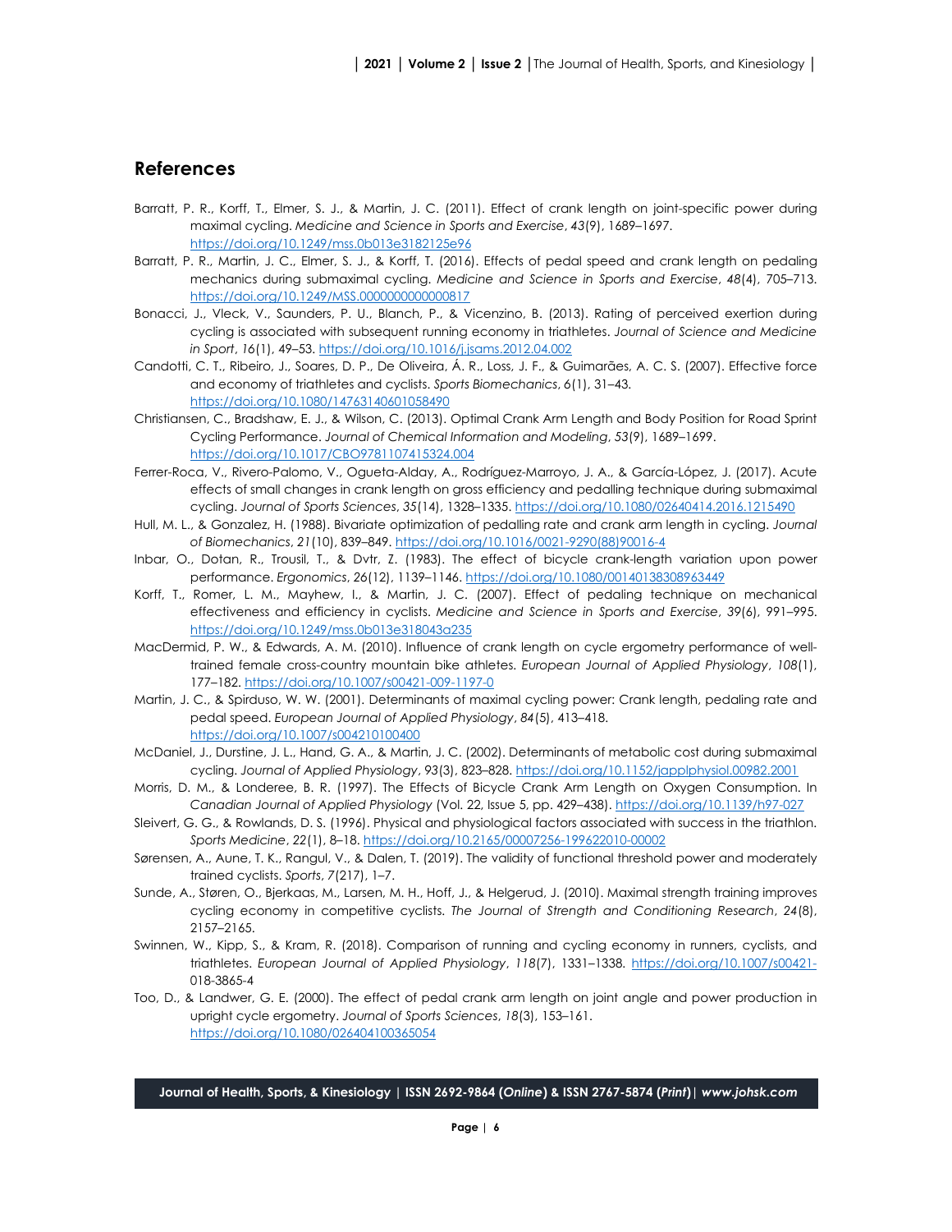## References

Barratt, P. R., Korff, T., Elmer, S. J., & Martin, J. C. (2011). Effect of crank length on joint-specific power during maximal cycling. *Medicine and Science in Sports and Exercise*, *43*(9), 1689–1697. https://doi.org/10.1249/mss.0b013e3182125e96

Barratt, P. R., Martin, J. C., Elmer, S. J., & Korff, T. (2016). Effects of pedal speed and crank length on pedaling mechanics during submaximal cycling. *Medicine and Science in Sports and Exercise*, *48*(4), 705–713. https://doi.org/10.1249/MSS.0000000000000817

Bonacci, J., Vleck, V., Saunders, P. U., Blanch, P., & Vicenzino, B. (2013). Rating of perceived exertion during cycling is associated with subsequent running economy in triathletes. *Journal of Science and Medicine in Sport*, *16*(1), 49–53. https://doi.org/10.1016/j.jsams.2012.04.002

Candotti, C. T., Ribeiro, J., Soares, D. P., De Oliveira, Á. R., Loss, J. F., & Guimarães, A. C. S. (2007). Effective force and economy of triathletes and cyclists. *Sports Biomechanics*, *6*(1), 31–43. https://doi.org/10.1080/14763140601058490

Christiansen, C., Bradshaw, E. J., & Wilson, C. (2013). Optimal Crank Arm Length and Body Position for Road Sprint Cycling Performance. *Journal of Chemical Information and Modeling*, *53*(9), 1689–1699. https://doi.org/10.1017/CBO9781107415324.004

Ferrer-Roca, V., Rivero-Palomo, V., Ogueta-Alday, A., Rodríguez-Marroyo, J. A., & García-López, J. (2017). Acute effects of small changes in crank length on gross efficiency and pedalling technique during submaximal cycling. *Journal of Sports Sciences*, *35*(14), 1328–1335. https://doi.org/10.1080/02640414.2016.1215490

Hull, M. L., & Gonzalez, H. (1988). Bivariate optimization of pedalling rate and crank arm length in cycling. *Journal of Biomechanics*, *21*(10), 839–849. https://doi.org/10.1016/0021-9290(88)90016-4

Inbar, O., Dotan, R., Trousil, T., & Dvtr, Z. (1983). The effect of bicycle crank-length variation upon power performance. *Ergonomics*, *26*(12), 1139–1146. https://doi.org/10.1080/00140138308963449

Korff, T., Romer, L. M., Mayhew, I., & Martin, J. C. (2007). Effect of pedaling technique on mechanical effectiveness and efficiency in cyclists. *Medicine and Science in Sports and Exercise*, *39*(6), 991–995. https://doi.org/10.1249/mss.0b013e318043a235

MacDermid, P. W., & Edwards, A. M. (2010). Influence of crank length on cycle ergometry performance of well-trained female cross-country mountain bike athletes. *European Journal of Applied Physiology*, *108*(1), 177–182. https://doi.org/10.1007/s00421-009-1197-0

Martin, J. C., & Spirduso, W. W. (2001). Determinants of maximal cycling power: Crank length, pedaling rate and pedal speed. *European Journal of Applied Physiology*, *84*(5), 413–418. https://doi.org/10.1007/s004210100400

McDaniel, J., Durstine, J. L., Hand, G. A., & Martin, J. C. (2002). Determinants of metabolic cost during submaximal cycling. *Journal of Applied Physiology*, *93*(3), 823–828. https://doi.org/10.1152/japplphysiol.00982.2001

Morris, D. M., & Londeree, B. R. (1997). The Effects of Bicycle Crank Arm Length on Oxygen Consumption. In *Canadian Journal of Applied Physiology* (Vol. 22, Issue 5, pp. 429–438). https://doi.org/10.1139/h97-027

Sleivert, G. G., & Rowlands, D. S. (1996). Physical and physiological factors associated with success in the triathlon. *Sports Medicine*, *22*(1), 8–18. https://doi.org/10.2165/00007256-199622010-00002

Sørensen, A., Aune, T. K., Rangul, V., & Dalen, T. (2019). The validity of functional threshold power and moderately trained cyclists. *Sports*, *7*(217), 1–7.

Sunde, A., Støren, O., Bjerkaas, M., Larsen, M. H., Hoff, J., & Helgerud, J. (2010). Maximal strength training improves cycling economy in competitive cyclists. *The Journal of Strength and Conditioning Research*, *24*(8), 2157–2165.

Swinnen, W., Kipp, S., & Kram, R. (2018). Comparison of running and cycling economy in runners, cyclists, and triathletes. *European Journal of Applied Physiology*, *118*(7), 1331–1338. https://doi.org/10.1007/s00421-018-3865-4

Too, D., & Landwer, G. E. (2000). The effect of pedal crank arm length on joint angle and power production in upright cycle ergometry. *Journal of Sports Sciences*, *18*(3), 153–161. https://doi.org/10.1080/026404100365054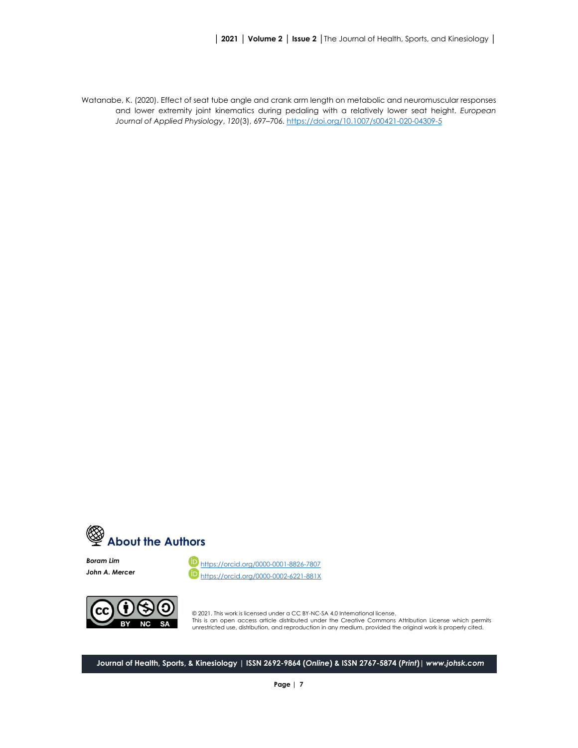Watanabe, K. (2020). Effect of seat tube angle and crank arm length on metabolic and neuromuscular responses and lower extremity joint kinematics during pedaling with a relatively lower seat height. *European Journal of Applied Physiology*, *120*(3), 697–706. https://doi.org/10.1007/s00421-020-04309-5

## About the Authors

***Boram Lim*** https://orcid.org/0000-0001-8826-7807

***John A. Mercer*** https://orcid.org/0000-0002-6221-881X

© 2021. This work is licensed under a CC BY-NC-SA 4.0 International license.
This is an open access article distributed under the Creative Commons Attribution License which permits unrestricted use, distribution, and reproduction in any medium, provided the original work is properly cited.